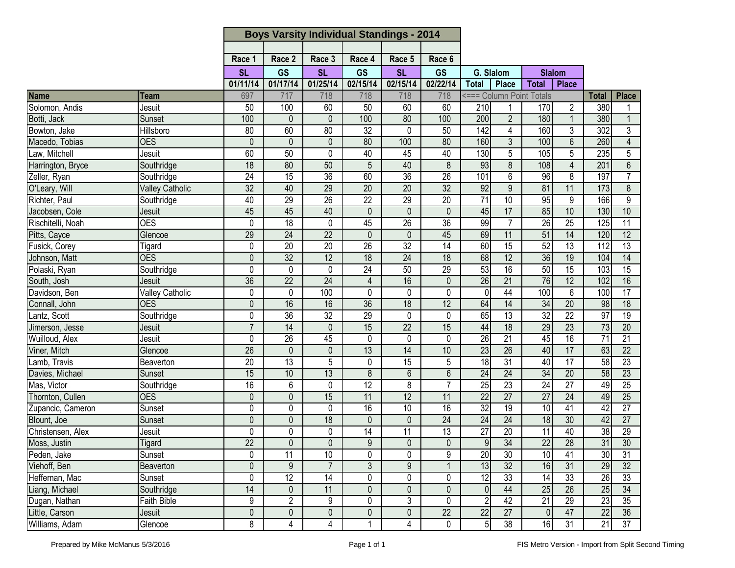# Boys Varsity Individual Standings - 2014

| Name | Team | Race 1 | Race 2 | Race 3 | Race 4 | Race 5 | Race 6 | G. Slalom | | Slalom | | | |
|---|---|---|---|---|---|---|---|---|---|---|---|---|---|
| | | SL | GS | SL | GS | SL | GS | Total | Place | Total | Place | | |
| | | 01/11/14 | 01/17/14 | 01/25/14 | 02/15/14 | 02/15/14 | 02/22/14 | | | | | | |
| | | 697 | 717 | 718 | 718 | 718 | 718 | <=== Column Point Totals | | | | Total | Place |
| Solomon, Andis | Jesuit | 50 | 100 | 60 | 50 | 60 | 60 | 210 | 1 | 170 | 2 | 380 | 1 |
| Botti, Jack | Sunset | 100 | 0 | 0 | 100 | 80 | 100 | 200 | 2 | 180 | 1 | 380 | 1 |
| Bowton, Jake | Hillsboro | 80 | 60 | 80 | 32 | 0 | 50 | 142 | 4 | 160 | 3 | 302 | 3 |
| Macedo, Tobias | OES | 0 | 0 | 0 | 80 | 100 | 80 | 160 | 3 | 100 | 6 | 260 | 4 |
| Law, Mitchell | Jesuit | 60 | 50 | 0 | 40 | 45 | 40 | 130 | 5 | 105 | 5 | 235 | 5 |
| Harrington, Bryce | Southridge | 18 | 80 | 50 | 5 | 40 | 8 | 93 | 8 | 108 | 4 | 201 | 6 |
| Zeller, Ryan | Southridge | 24 | 15 | 36 | 60 | 36 | 26 | 101 | 6 | 96 | 8 | 197 | 7 |
| O'Leary, Will | Valley Catholic | 32 | 40 | 29 | 20 | 20 | 32 | 92 | 9 | 81 | 11 | 173 | 8 |
| Richter, Paul | Southridge | 40 | 29 | 26 | 22 | 29 | 20 | 71 | 10 | 95 | 9 | 166 | 9 |
| Jacobsen, Cole | Jesuit | 45 | 45 | 40 | 0 | 0 | 0 | 45 | 17 | 85 | 10 | 130 | 10 |
| Rischitelli, Noah | OES | 0 | 18 | 0 | 45 | 26 | 36 | 99 | 7 | 26 | 25 | 125 | 11 |
| Pitts, Cayce | Glencoe | 29 | 24 | 22 | 0 | 0 | 45 | 69 | 11 | 51 | 14 | 120 | 12 |
| Fusick, Corey | Tigard | 0 | 20 | 20 | 26 | 32 | 14 | 60 | 15 | 52 | 13 | 112 | 13 |
| Johnson, Matt | OES | 0 | 32 | 12 | 18 | 24 | 18 | 68 | 12 | 36 | 19 | 104 | 14 |
| Polaski, Ryan | Southridge | 0 | 0 | 0 | 24 | 50 | 29 | 53 | 16 | 50 | 15 | 103 | 15 |
| South, Josh | Jesuit | 36 | 22 | 24 | 4 | 16 | 0 | 26 | 21 | 76 | 12 | 102 | 16 |
| Davidson, Ben | Valley Catholic | 0 | 0 | 100 | 0 | 0 | 0 | 0 | 44 | 100 | 6 | 100 | 17 |
| Connall, John | OES | 0 | 16 | 16 | 36 | 18 | 12 | 64 | 14 | 34 | 20 | 98 | 18 |
| Lantz, Scott | Southridge | 0 | 36 | 32 | 29 | 0 | 0 | 65 | 13 | 32 | 22 | 97 | 19 |
| Jimerson, Jesse | Jesuit | 7 | 14 | 0 | 15 | 22 | 15 | 44 | 18 | 29 | 23 | 73 | 20 |
| Wuilloud, Alex | Jesuit | 0 | 26 | 45 | 0 | 0 | 0 | 26 | 21 | 45 | 16 | 71 | 21 |
| Viner, Mitch | Glencoe | 26 | 0 | 0 | 13 | 14 | 10 | 23 | 26 | 40 | 17 | 63 | 22 |
| Lamb, Travis | Beaverton | 20 | 13 | 5 | 0 | 15 | 5 | 18 | 31 | 40 | 17 | 58 | 23 |
| Davies, Michael | Sunset | 15 | 10 | 13 | 8 | 6 | 6 | 24 | 24 | 34 | 20 | 58 | 23 |
| Mas, Victor | Southridge | 16 | 6 | 0 | 12 | 8 | 7 | 25 | 23 | 24 | 27 | 49 | 25 |
| Thornton, Cullen | OES | 0 | 0 | 15 | 11 | 12 | 11 | 22 | 27 | 27 | 24 | 49 | 25 |
| Zupancic, Cameron | Sunset | 0 | 0 | 0 | 16 | 10 | 16 | 32 | 19 | 10 | 41 | 42 | 27 |
| Blount, Joe | Sunset | 0 | 0 | 18 | 0 | 0 | 24 | 24 | 24 | 18 | 30 | 42 | 27 |
| Christensen, Alex | Jesuit | 0 | 0 | 0 | 14 | 11 | 13 | 27 | 20 | 11 | 40 | 38 | 29 |
| Moss, Justin | Tigard | 22 | 0 | 0 | 9 | 0 | 0 | 9 | 34 | 22 | 28 | 31 | 30 |
| Peden, Jake | Sunset | 0 | 11 | 10 | 0 | 0 | 9 | 20 | 30 | 10 | 41 | 30 | 31 |
| Viehoff, Ben | Beaverton | 0 | 9 | 7 | 3 | 9 | 1 | 13 | 32 | 16 | 31 | 29 | 32 |
| Heffernan, Mac | Sunset | 0 | 12 | 14 | 0 | 0 | 0 | 12 | 33 | 14 | 33 | 26 | 33 |
| Liang, Michael | Southridge | 14 | 0 | 11 | 0 | 0 | 0 | 0 | 44 | 25 | 26 | 25 | 34 |
| Dugan, Nathan | Faith Bible | 9 | 2 | 9 | 0 | 3 | 0 | 2 | 42 | 21 | 29 | 23 | 35 |
| Little, Carson | Jesuit | 0 | 0 | 0 | 0 | 0 | 22 | 22 | 27 | 0 | 47 | 22 | 36 |
| Williams, Adam | Glencoe | 8 | 4 | 4 | 1 | 4 | 0 | 5 | 38 | 16 | 31 | 21 | 37 |

Prepared by Mike McManus 5/3/2016

FIS Metro Version - Import from Split Second Timing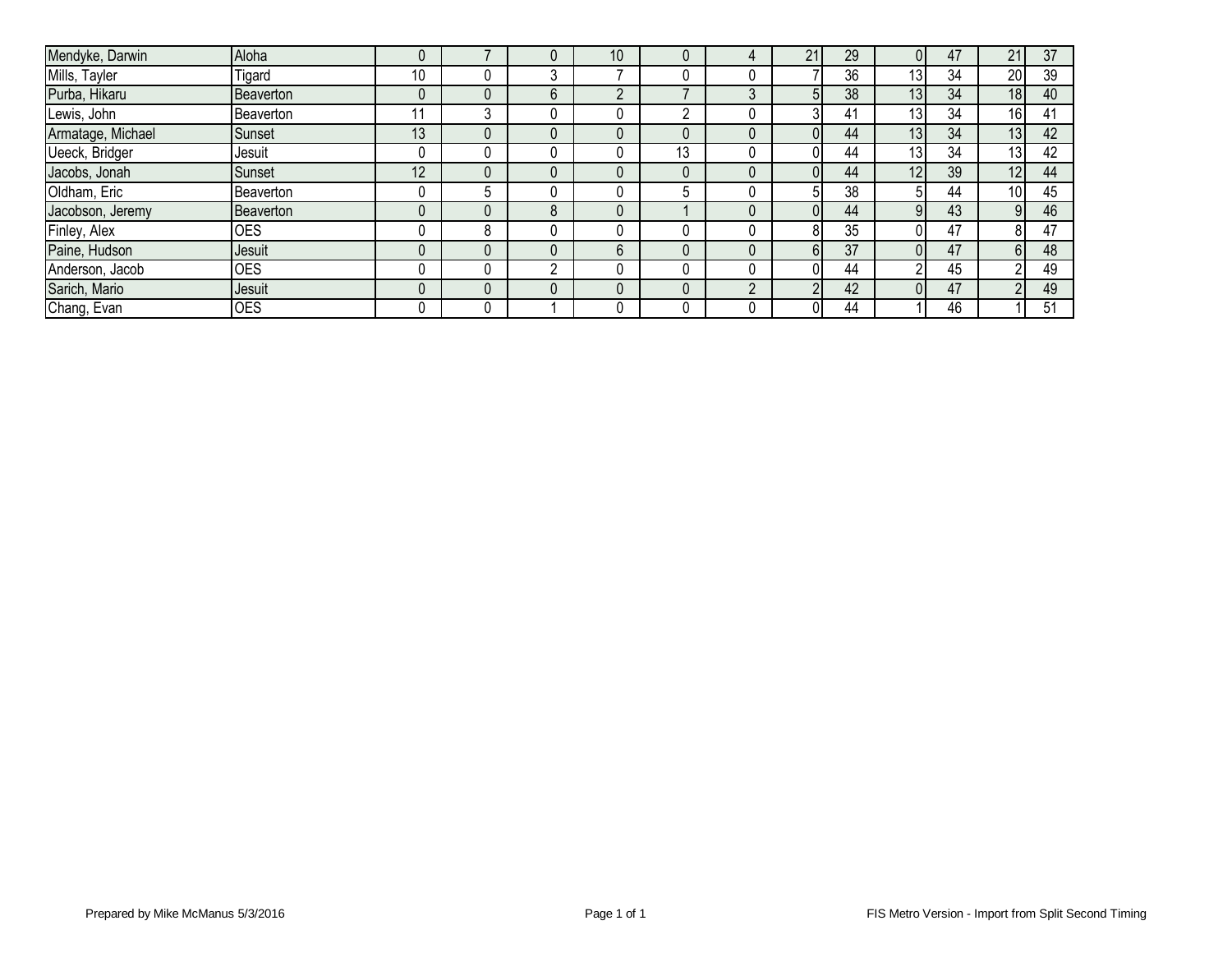| | | | | | | | | | | | | | |
|---|---|---|---|---|---|---|---|---|---|---|---|---|---|
| Mendyke, Darwin | Aloha | 0 | 7 | 0 | 10 | 0 | 4 | 21 | 29 | 0 | 47 | 21 | 37 |
| Mills, Tayler | Tigard | 10 | 0 | 3 | 7 | 0 | 0 | 7 | 36 | 13 | 34 | 20 | 39 |
| Purba, Hikaru | Beaverton | 0 | 0 | 6 | 2 | 7 | 3 | 5 | 38 | 13 | 34 | 18 | 40 |
| Lewis, John | Beaverton | 11 | 3 | 0 | 0 | 2 | 0 | 3 | 41 | 13 | 34 | 16 | 41 |
| Armatage, Michael | Sunset | 13 | 0 | 0 | 0 | 0 | 0 | 0 | 44 | 13 | 34 | 13 | 42 |
| Ueeck, Bridger | Jesuit | 0 | 0 | 0 | 0 | 13 | 0 | 0 | 44 | 13 | 34 | 13 | 42 |
| Jacobs, Jonah | Sunset | 12 | 0 | 0 | 0 | 0 | 0 | 0 | 44 | 12 | 39 | 12 | 44 |
| Oldham, Eric | Beaverton | 0 | 5 | 0 | 0 | 5 | 0 | 5 | 38 | 5 | 44 | 10 | 45 |
| Jacobson, Jeremy | Beaverton | 0 | 0 | 8 | 0 | 1 | 0 | 0 | 44 | 9 | 43 | 9 | 46 |
| Finley, Alex | OES | 0 | 8 | 0 | 0 | 0 | 0 | 8 | 35 | 0 | 47 | 8 | 47 |
| Paine, Hudson | Jesuit | 0 | 0 | 0 | 6 | 0 | 0 | 6 | 37 | 0 | 47 | 6 | 48 |
| Anderson, Jacob | OES | 0 | 0 | 2 | 0 | 0 | 0 | 0 | 44 | 2 | 45 | 2 | 49 |
| Sarich, Mario | Jesuit | 0 | 0 | 0 | 0 | 0 | 2 | 2 | 42 | 0 | 47 | 2 | 49 |
| Chang, Evan | OES | 0 | 0 | 1 | 0 | 0 | 0 | 0 | 44 | 1 | 46 | 1 | 51 |

Prepared by Mike McManus 5/3/2016

FIS Metro Version - Import from Split Second Timing